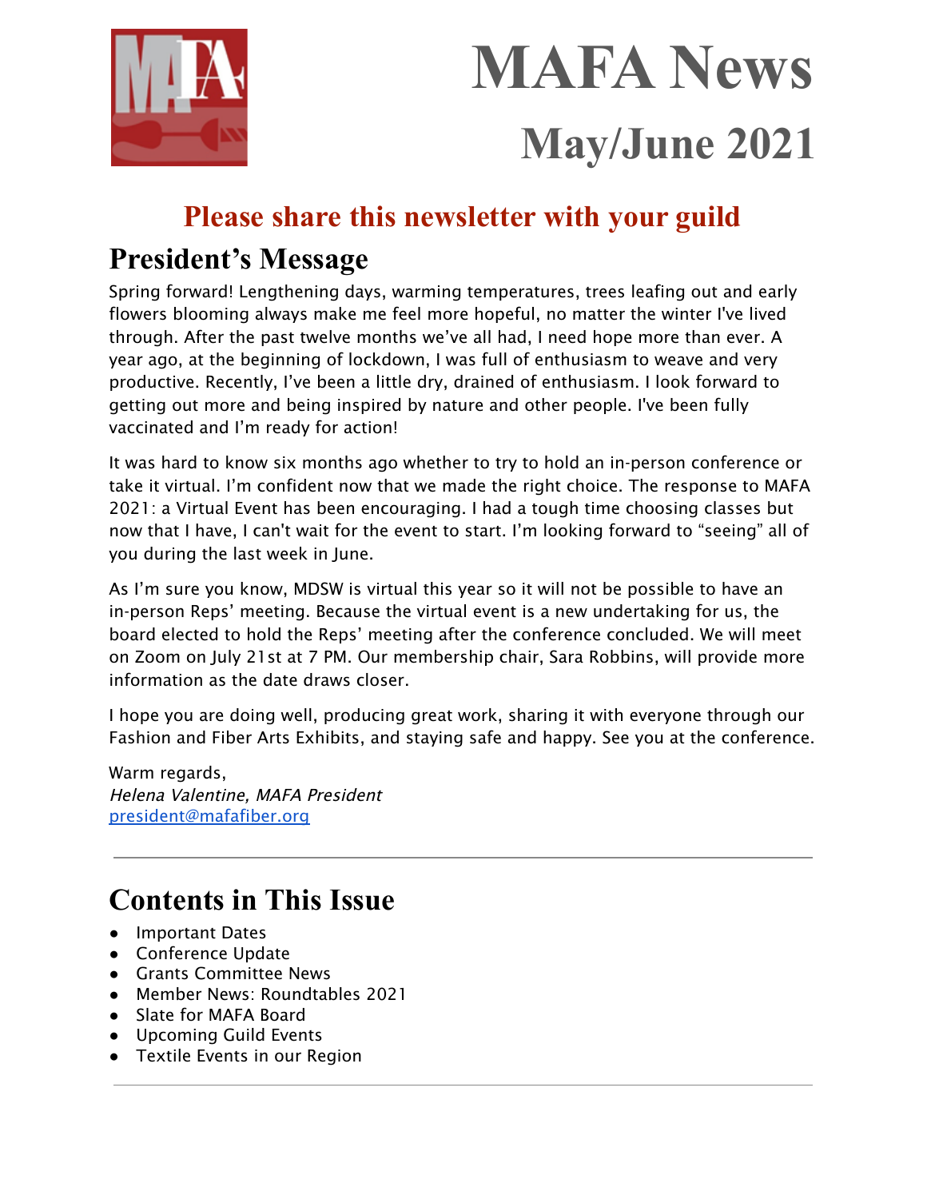# MAFA News

## May/June 2021

**Please share this newsletter with your guild**

## President's Message

Spring forward! Lengthening days, warming temperatures, trees leafing out and early flowers blooming always make me feel more hopeful, no matter the winter I've lived through. After the past twelve months we've all had, I need hope more than ever. A year ago, at the beginning of lockdown, I was full of enthusiasm to weave and very productive. Recently, I've been a little dry, drained of enthusiasm. I look forward to getting out more and being inspired by nature and other people. I've been fully vaccinated and I'm ready for action!

It was hard to know six months ago whether to try to hold an in-person conference or take it virtual. I'm confident now that we made the right choice. The response to MAFA 2021: a Virtual Event has been encouraging. I had a tough time choosing classes but now that I have, I can't wait for the event to start. I'm looking forward to "seeing" all of you during the last week in June.

As I'm sure you know, MDSW is virtual this year so it will not be possible to have an in-person Reps' meeting. Because the virtual event is a new undertaking for us, the board elected to hold the Reps' meeting after the conference concluded. We will meet on Zoom on July 21st at 7 PM. Our membership chair, Sara Robbins, will provide more information as the date draws closer.

I hope you are doing well, producing great work, sharing it with everyone through our Fashion and Fiber Arts Exhibits, and staying safe and happy. See you at the conference.

Warm regards,
*Helena Valentine, MAFA President*
president@mafafiber.org

---

## Contents in This Issue

- Important Dates
- Conference Update
- Grants Committee News
- Member News: Roundtables 2021
- Slate for MAFA Board
- Upcoming Guild Events
- Textile Events in our Region

---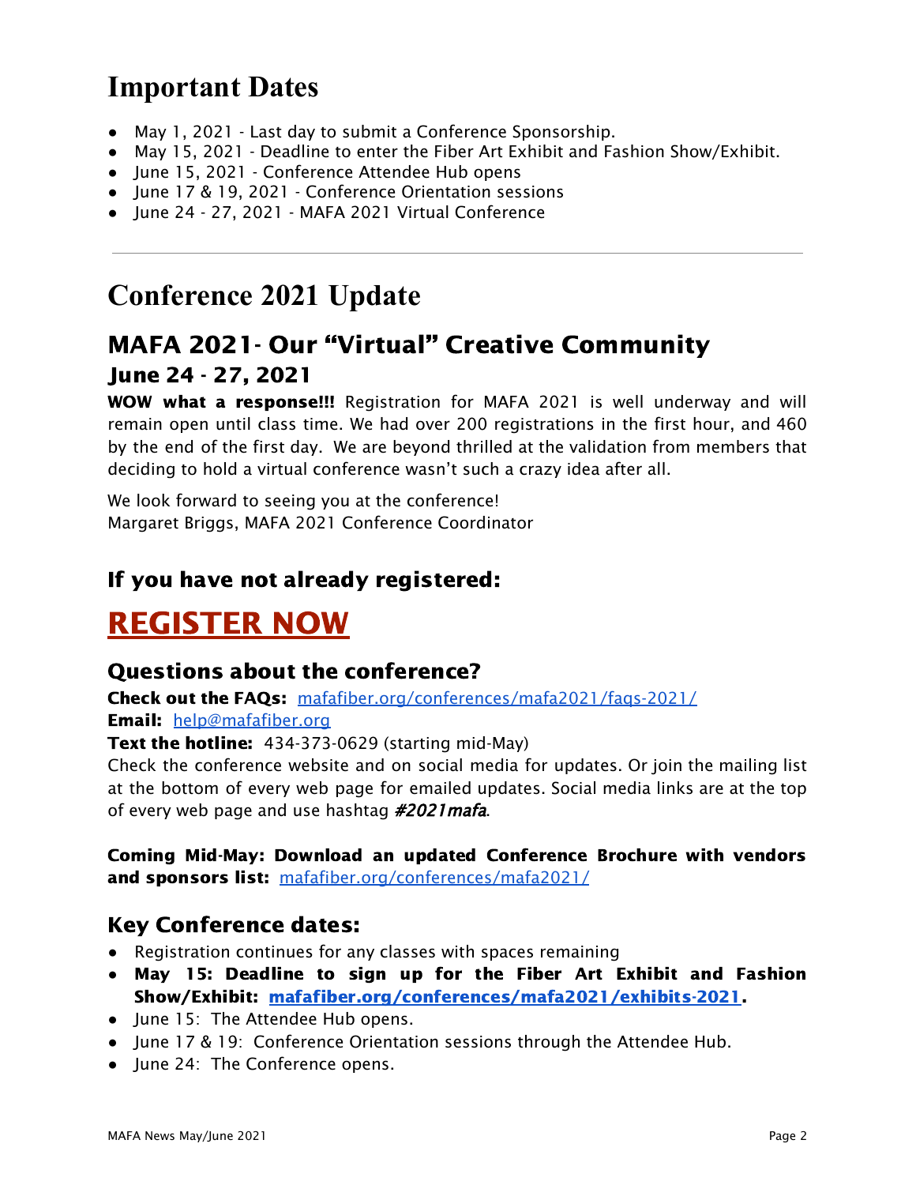# Important Dates

- May 1, 2021 - Last day to submit a Conference Sponsorship.
- May 15, 2021 - Deadline to enter the Fiber Art Exhibit and Fashion Show/Exhibit.
- June 15, 2021 - Conference Attendee Hub opens
- June 17 & 19, 2021 - Conference Orientation sessions
- June 24 - 27, 2021 - MAFA 2021 Virtual Conference

---

# Conference 2021 Update

## MAFA 2021- Our "Virtual" Creative Community

### June 24 - 27, 2021

**WOW what a response!!!** Registration for MAFA 2021 is well underway and will remain open until class time. We had over 200 registrations in the first hour, and 460 by the end of the first day. We are beyond thrilled at the validation from members that deciding to hold a virtual conference wasn't such a crazy idea after all.

We look forward to seeing you at the conference!
Margaret Briggs, MAFA 2021 Conference Coordinator

### If you have not already registered:

# REGISTER NOW

### Questions about the conference?

**Check out the FAQs:** mafafiber.org/conferences/mafa2021/faqs-2021/
**Email:** help@mafafiber.org
**Text the hotline:** 434-373-0629 (starting mid-May)
Check the conference website and on social media for updates. Or join the mailing list at the bottom of every web page for emailed updates. Social media links are at the top of every web page and use hashtag ***#2021mafa***.

**Coming Mid-May: Download an updated Conference Brochure with vendors and sponsors list:** mafafiber.org/conferences/mafa2021/

### Key Conference dates:

- Registration continues for any classes with spaces remaining
- **May 15: Deadline to sign up for the Fiber Art Exhibit and Fashion Show/Exhibit: mafafiber.org/conferences/mafa2021/exhibits-2021.**
- June 15: The Attendee Hub opens.
- June 17 & 19: Conference Orientation sessions through the Attendee Hub.
- June 24: The Conference opens.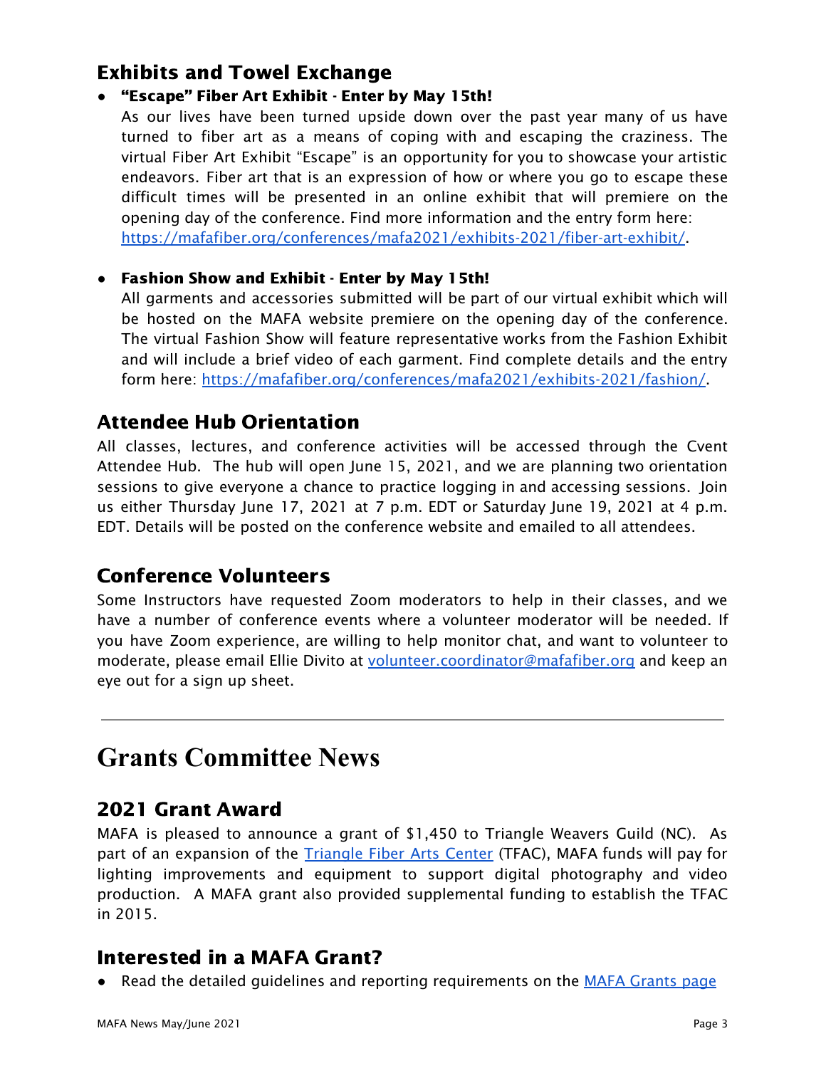## Exhibits and Towel Exchange

- **"Escape" Fiber Art Exhibit - Enter by May 15th!**
  As our lives have been turned upside down over the past year many of us have turned to fiber art as a means of coping with and escaping the craziness. The virtual Fiber Art Exhibit "Escape" is an opportunity for you to showcase your artistic endeavors. Fiber art that is an expression of how or where you go to escape these difficult times will be presented in an online exhibit that will premiere on the opening day of the conference. Find more information and the entry form here: [https://mafafiber.org/conferences/mafa2021/exhibits-2021/fiber-art-exhibit/](https://mafafiber.org/conferences/mafa2021/exhibits-2021/fiber-art-exhibit/).

- **Fashion Show and Exhibit - Enter by May 15th!**
  All garments and accessories submitted will be part of our virtual exhibit which will be hosted on the MAFA website premiere on the opening day of the conference. The virtual Fashion Show will feature representative works from the Fashion Exhibit and will include a brief video of each garment. Find complete details and the entry form here: [https://mafafiber.org/conferences/mafa2021/exhibits-2021/fashion/](https://mafafiber.org/conferences/mafa2021/exhibits-2021/fashion/).

## Attendee Hub Orientation

All classes, lectures, and conference activities will be accessed through the Cvent Attendee Hub. The hub will open June 15, 2021, and we are planning two orientation sessions to give everyone a chance to practice logging in and accessing sessions. Join us either Thursday June 17, 2021 at 7 p.m. EDT or Saturday June 19, 2021 at 4 p.m. EDT. Details will be posted on the conference website and emailed to all attendees.

## Conference Volunteers

Some Instructors have requested Zoom moderators to help in their classes, and we have a number of conference events where a volunteer moderator will be needed. If you have Zoom experience, are willing to help monitor chat, and want to volunteer to moderate, please email Ellie Divito at [volunteer.coordinator@mafafiber.org](mailto:volunteer.coordinator@mafafiber.org) and keep an eye out for a sign up sheet.

---

# Grants Committee News

## 2021 Grant Award

MAFA is pleased to announce a grant of $1,450 to Triangle Weavers Guild (NC). As part of an expansion of the Triangle Fiber Arts Center (TFAC), MAFA funds will pay for lighting improvements and equipment to support digital photography and video production. A MAFA grant also provided supplemental funding to establish the TFAC in 2015.

## Interested in a MAFA Grant?

- Read the detailed guidelines and reporting requirements on the MAFA Grants page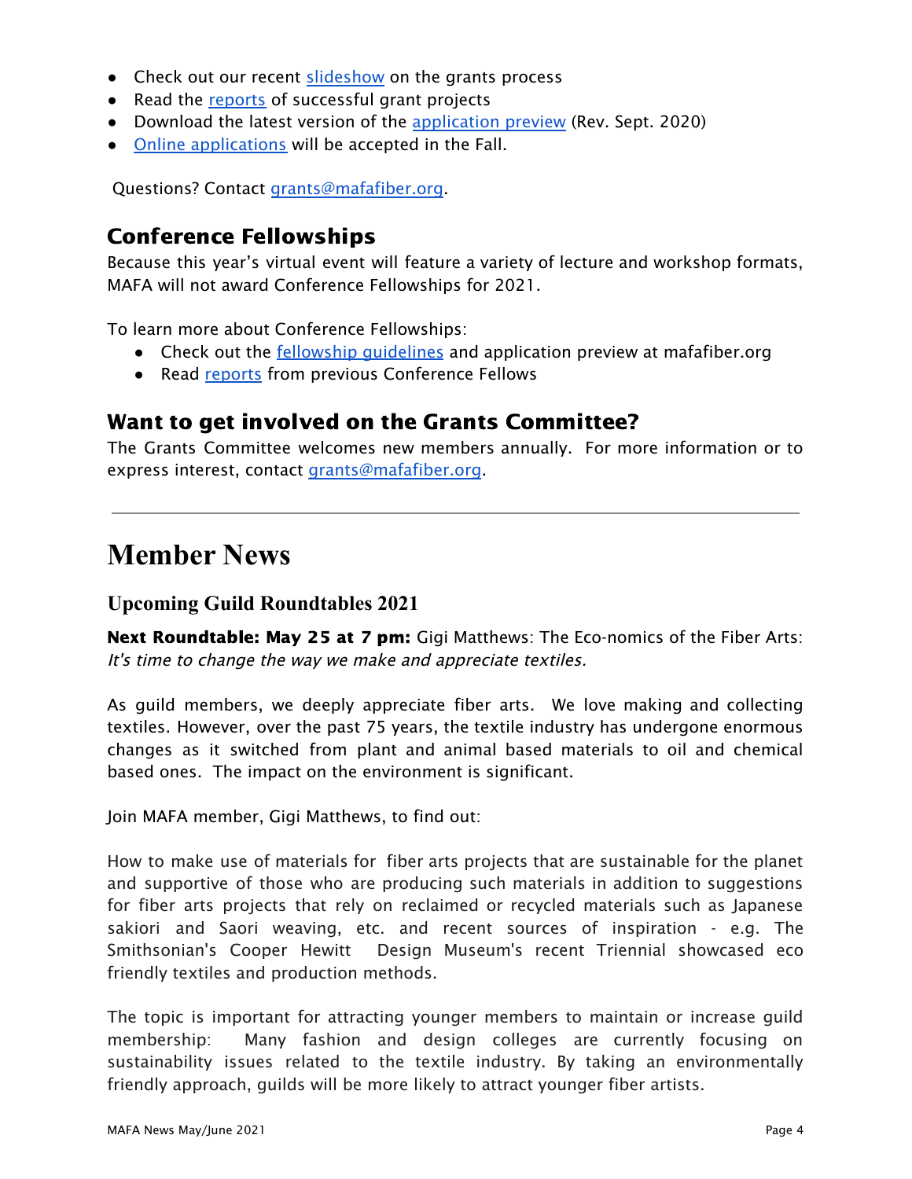- Check out our recent slideshow on the grants process
- Read the reports of successful grant projects
- Download the latest version of the application preview (Rev. Sept. 2020)
- Online applications will be accepted in the Fall.

Questions? Contact grants@mafafiber.org.

### Conference Fellowships

Because this year's virtual event will feature a variety of lecture and workshop formats, MAFA will not award Conference Fellowships for 2021.

To learn more about Conference Fellowships:

- Check out the fellowship guidelines and application preview at mafafiber.org
- Read reports from previous Conference Fellows

### Want to get involved on the Grants Committee?

The Grants Committee welcomes new members annually. For more information or to express interest, contact grants@mafafiber.org.

---

# Member News

## Upcoming Guild Roundtables 2021

**Next Roundtable: May 25 at 7 pm:** Gigi Matthews: The Eco-nomics of the Fiber Arts: *It's time to change the way we make and appreciate textiles.*

As guild members, we deeply appreciate fiber arts. We love making and collecting textiles. However, over the past 75 years, the textile industry has undergone enormous changes as it switched from plant and animal based materials to oil and chemical based ones. The impact on the environment is significant.

Join MAFA member, Gigi Matthews, to find out:

How to make use of materials for fiber arts projects that are sustainable for the planet and supportive of those who are producing such materials in addition to suggestions for fiber arts projects that rely on reclaimed or recycled materials such as Japanese sakiori and Saori weaving, etc. and recent sources of inspiration - e.g. The Smithsonian's Cooper Hewitt Design Museum's recent Triennial showcased eco friendly textiles and production methods.

The topic is important for attracting younger members to maintain or increase guild membership: Many fashion and design colleges are currently focusing on sustainability issues related to the textile industry. By taking an environmentally friendly approach, guilds will be more likely to attract younger fiber artists.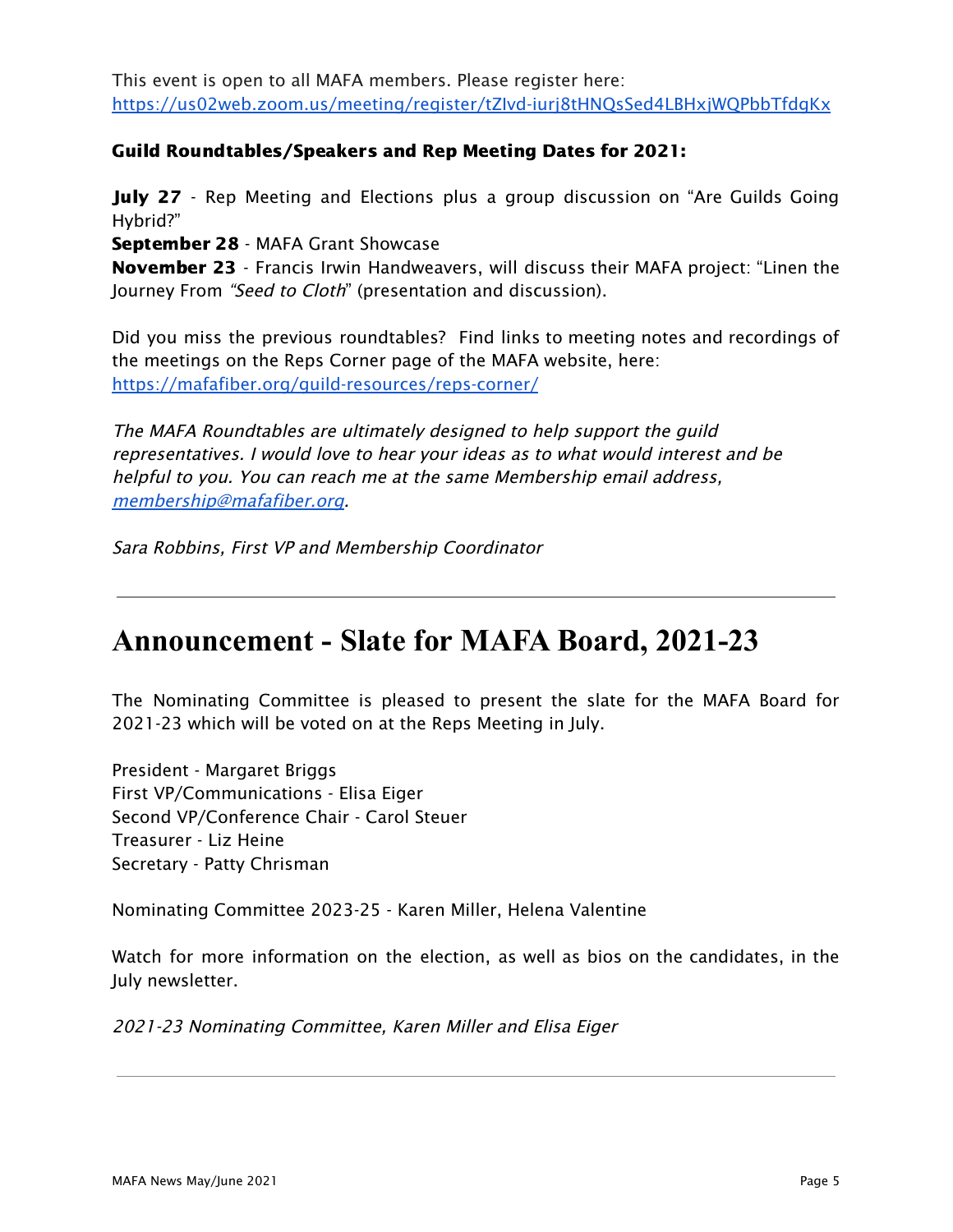This event is open to all MAFA members. Please register here: https://us02web.zoom.us/meeting/register/tZIvd-iurj8tHNQsSed4LBHxjWQPbbTfdqKx

**Guild Roundtables/Speakers and Rep Meeting Dates for 2021:**

**July 27** - Rep Meeting and Elections plus a group discussion on "Are Guilds Going Hybrid?"
**September 28** - MAFA Grant Showcase
**November 23** - Francis Irwin Handweavers, will discuss their MAFA project: "Linen the Journey From *"Seed to Cloth*" (presentation and discussion).

Did you miss the previous roundtables? Find links to meeting notes and recordings of the meetings on the Reps Corner page of the MAFA website, here: https://mafafiber.org/guild-resources/reps-corner/

*The MAFA Roundtables are ultimately designed to help support the guild representatives. I would love to hear your ideas as to what would interest and be helpful to you. You can reach me at the same Membership email address, membership@mafafiber.org.*

*Sara Robbins, First VP and Membership Coordinator*

---

# Announcement - Slate for MAFA Board, 2021-23

The Nominating Committee is pleased to present the slate for the MAFA Board for 2021-23 which will be voted on at the Reps Meeting in July.

President - Margaret Briggs
First VP/Communications - Elisa Eiger
Second VP/Conference Chair - Carol Steuer
Treasurer - Liz Heine
Secretary - Patty Chrisman

Nominating Committee 2023-25 - Karen Miller, Helena Valentine

Watch for more information on the election, as well as bios on the candidates, in the July newsletter.

*2021-23 Nominating Committee, Karen Miller and Elisa Eiger*

---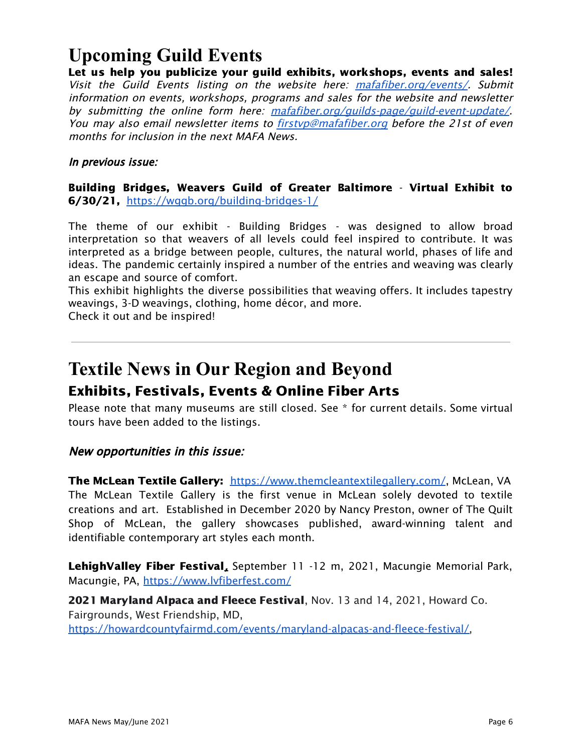# Upcoming Guild Events

**Let us help you publicize your guild exhibits, workshops, events and sales!**
*Visit the Guild Events listing on the website here: mafafiber.org/events/. Submit information on events, workshops, programs and sales for the website and newsletter by submitting the online form here: mafafiber.org/guilds-page/guild-event-update/. You may also email newsletter items to firstvp@mafafiber.org before the 21st of even months for inclusion in the next MAFA News.*

*In previous issue:*

**Building Bridges, Weavers Guild of Greater Baltimore** - **Virtual Exhibit to 6/30/21,** https://wggb.org/building-bridges-1/

The theme of our exhibit - Building Bridges - was designed to allow broad interpretation so that weavers of all levels could feel inspired to contribute. It was interpreted as a bridge between people, cultures, the natural world, phases of life and ideas. The pandemic certainly inspired a number of the entries and weaving was clearly an escape and source of comfort.
This exhibit highlights the diverse possibilities that weaving offers. It includes tapestry weavings, 3-D weavings, clothing, home décor, and more.
Check it out and be inspired!

---

# Textile News in Our Region and Beyond

## Exhibits, Festivals, Events & Online Fiber Arts

Please note that many museums are still closed. See * for current details. Some virtual tours have been added to the listings.

*New opportunities in this issue:*

**The McLean Textile Gallery:** https://www.themcleantextilegallery.com/, McLean, VA
The McLean Textile Gallery is the first venue in McLean solely devoted to textile creations and art. Established in December 2020 by Nancy Preston, owner of The Quilt Shop of McLean, the gallery showcases published, award-winning talent and identifiable contemporary art styles each month.

**LehighValley Fiber Festival,** September 11 -12 m, 2021, Macungie Memorial Park, Macungie, PA, https://www.lvfiberfest.com/

**2021 Maryland Alpaca and Fleece Festival**, Nov. 13 and 14, 2021, Howard Co. Fairgrounds, West Friendship, MD,
https://howardcountyfairmd.com/events/maryland-alpacas-and-fleece-festival/,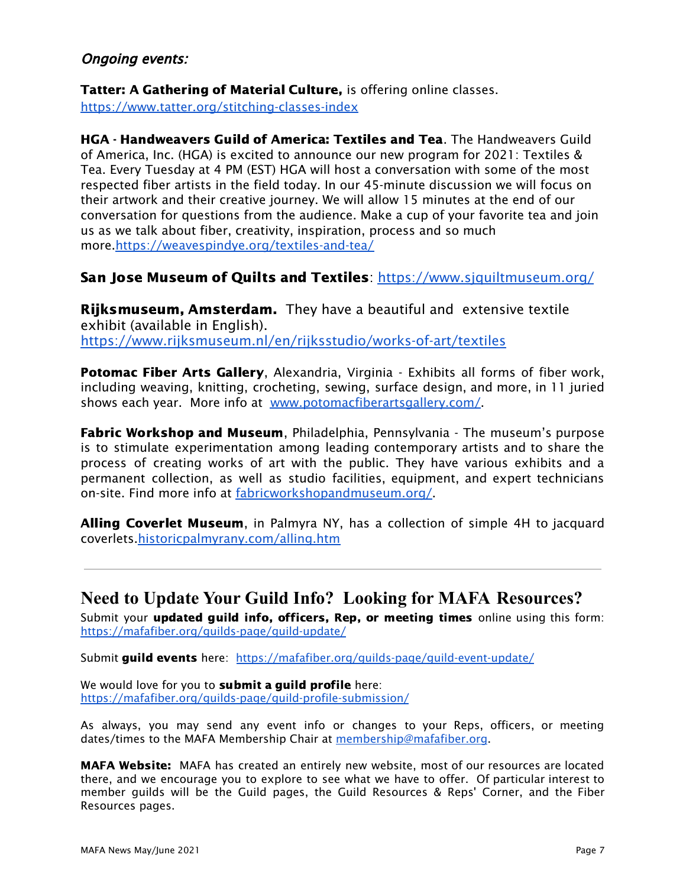### *Ongoing events:*

**Tatter: A Gathering of Material Culture,** is offering online classes. https://www.tatter.org/stitching-classes-index

**HGA - Handweavers Guild of America: Textiles and Tea**. The Handweavers Guild of America, Inc. (HGA) is excited to announce our new program for 2021: Textiles & Tea. Every Tuesday at 4 PM (EST) HGA will host a conversation with some of the most respected fiber artists in the field today. In our 45-minute discussion we will focus on their artwork and their creative journey. We will allow 15 minutes at the end of our conversation for questions from the audience. Make a cup of your favorite tea and join us as we talk about fiber, creativity, inspiration, process and so much more.https://weavespindye.org/textiles-and-tea/

**San Jose Museum of Quilts and Textiles**: https://www.sjquiltmuseum.org/

**Rijksmuseum, Amsterdam.** They have a beautiful and extensive textile exhibit (available in English). https://www.rijksmuseum.nl/en/rijksstudio/works-of-art/textiles

**Potomac Fiber Arts Gallery**, Alexandria, Virginia - Exhibits all forms of fiber work, including weaving, knitting, crocheting, sewing, surface design, and more, in 11 juried shows each year. More info at www.potomacfiberartsgallery.com/.

**Fabric Workshop and Museum**, Philadelphia, Pennsylvania - The museum's purpose is to stimulate experimentation among leading contemporary artists and to share the process of creating works of art with the public. They have various exhibits and a permanent collection, as well as studio facilities, equipment, and expert technicians on-site. Find more info at fabricworkshopandmuseum.org/.

**Alling Coverlet Museum**, in Palmyra NY, has a collection of simple 4H to jacquard coverlets.historicpalmyrany.com/alling.htm

---

## Need to Update Your Guild Info? Looking for MAFA Resources?

Submit your **updated guild info, officers, Rep, or meeting times** online using this form: https://mafafiber.org/guilds-page/guild-update/

Submit **guild events** here: https://mafafiber.org/guilds-page/guild-event-update/

We would love for you to **submit a guild profile** here: https://mafafiber.org/guilds-page/guild-profile-submission/

As always, you may send any event info or changes to your Reps, officers, or meeting dates/times to the MAFA Membership Chair at membership@mafafiber.org.

**MAFA Website:** MAFA has created an entirely new website, most of our resources are located there, and we encourage you to explore to see what we have to offer. Of particular interest to member guilds will be the Guild pages, the Guild Resources & Reps' Corner, and the Fiber Resources pages.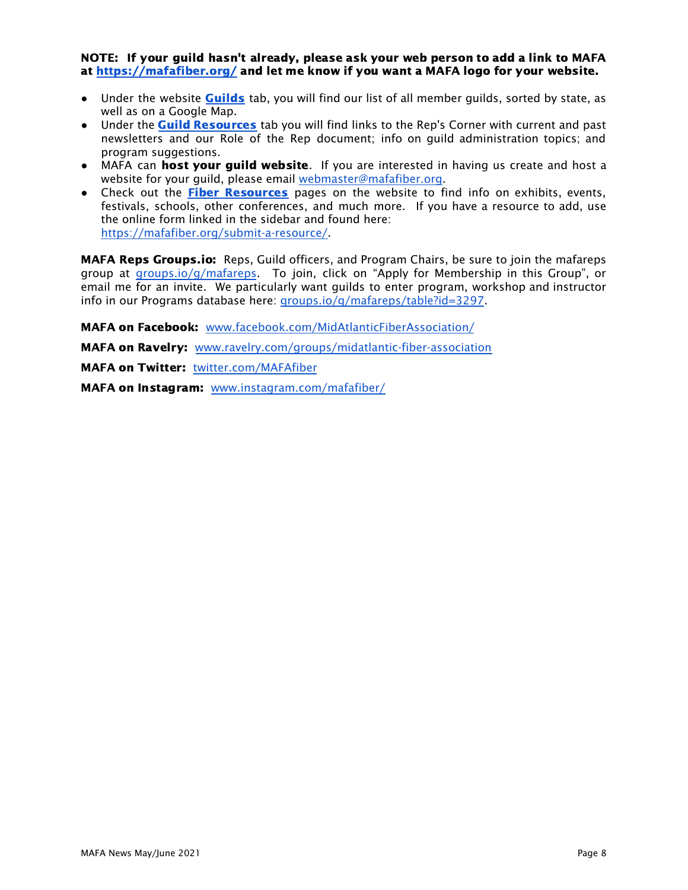**NOTE: If your guild hasn't already, please ask your web person to add a link to MAFA at [https://mafafiber.org/](https://mafafiber.org/) and let me know if you want a MAFA logo for your website.**

- Under the website **Guilds** tab, you will find our list of all member guilds, sorted by state, as well as on a Google Map.
- Under the **Guild Resources** tab you will find links to the Rep's Corner with current and past newsletters and our Role of the Rep document; info on guild administration topics; and program suggestions.
- MAFA can **host your guild website**. If you are interested in having us create and host a website for your guild, please email webmaster@mafafiber.org.
- Check out the **Fiber Resources** pages on the website to find info on exhibits, events, festivals, schools, other conferences, and much more. If you have a resource to add, use the online form linked in the sidebar and found here: https://mafafiber.org/submit-a-resource/.

**MAFA Reps Groups.io:** Reps, Guild officers, and Program Chairs, be sure to join the mafareps group at groups.io/g/mafareps. To join, click on "Apply for Membership in this Group", or email me for an invite. We particularly want guilds to enter program, workshop and instructor info in our Programs database here: groups.io/g/mafareps/table?id=3297.

**MAFA on Facebook:** www.facebook.com/MidAtlanticFiberAssociation/

**MAFA on Ravelry:** www.ravelry.com/groups/midatlantic-fiber-association

**MAFA on Twitter:** twitter.com/MAFAfiber

**MAFA on Instagram:** www.instagram.com/mafafiber/